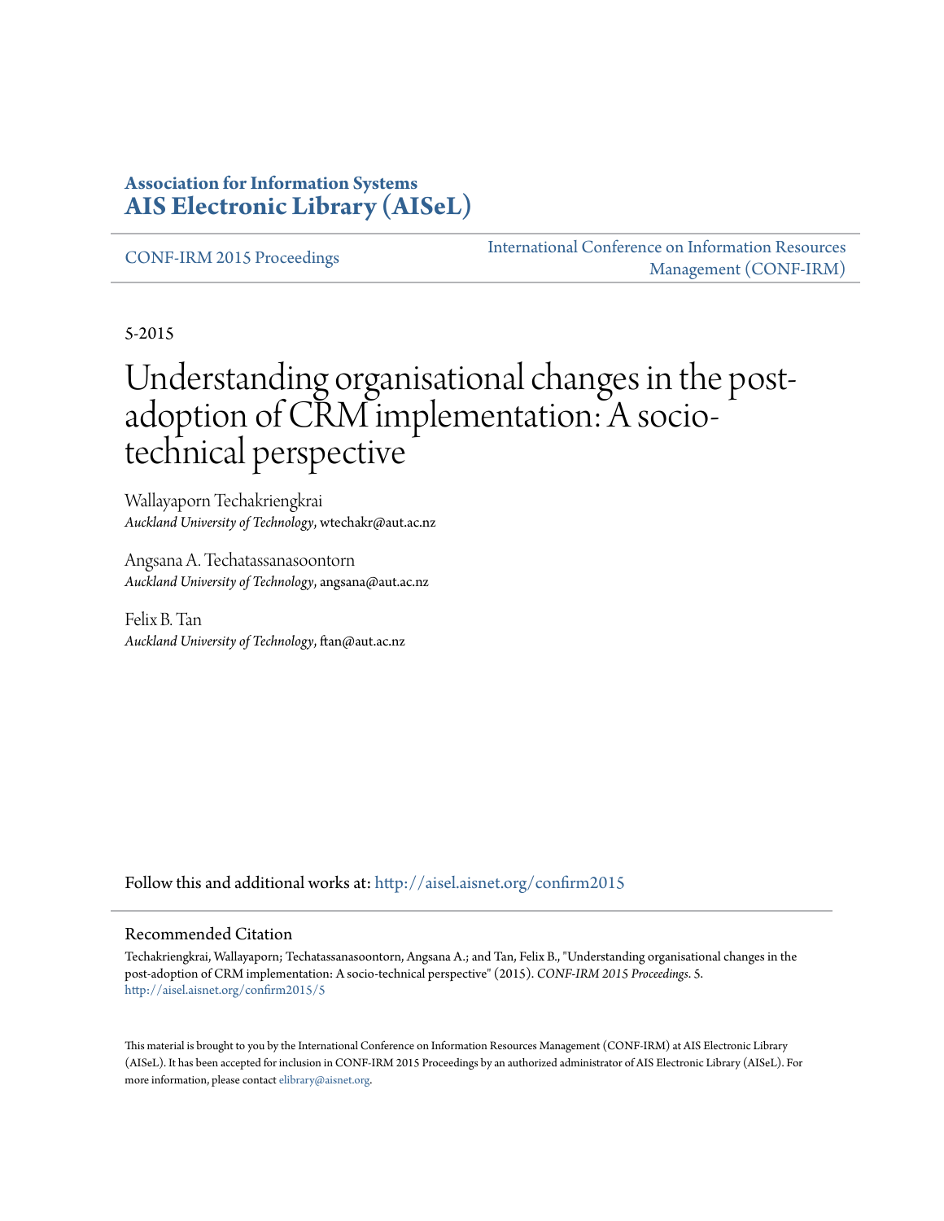**Association for Information Systems**
**AIS Electronic Library (AISeL)**

CONF-IRM 2015 Proceedings

International Conference on Information Resources Management (CONF-IRM)

5-2015

# Understanding organisational changes in the post-adoption of CRM implementation: A socio-technical perspective

Wallayaporn Techakriengkrai
*Auckland University of Technology*, wtechakr@aut.ac.nz

Angsana A. Techatassanasoontorn
*Auckland University of Technology*, angsana@aut.ac.nz

Felix B. Tan
*Auckland University of Technology*, ftan@aut.ac.nz

Follow this and additional works at: http://aisel.aisnet.org/confirm2015

## Recommended Citation

Techakriengkrai, Wallayaporn; Techatassanasoontorn, Angsana A.; and Tan, Felix B., "Understanding organisational changes in the post-adoption of CRM implementation: A socio-technical perspective" (2015). *CONF-IRM 2015 Proceedings*. 5.
http://aisel.aisnet.org/confirm2015/5

This material is brought to you by the International Conference on Information Resources Management (CONF-IRM) at AIS Electronic Library (AISeL). It has been accepted for inclusion in CONF-IRM 2015 Proceedings by an authorized administrator of AIS Electronic Library (AISeL). For more information, please contact elibrary@aisnet.org.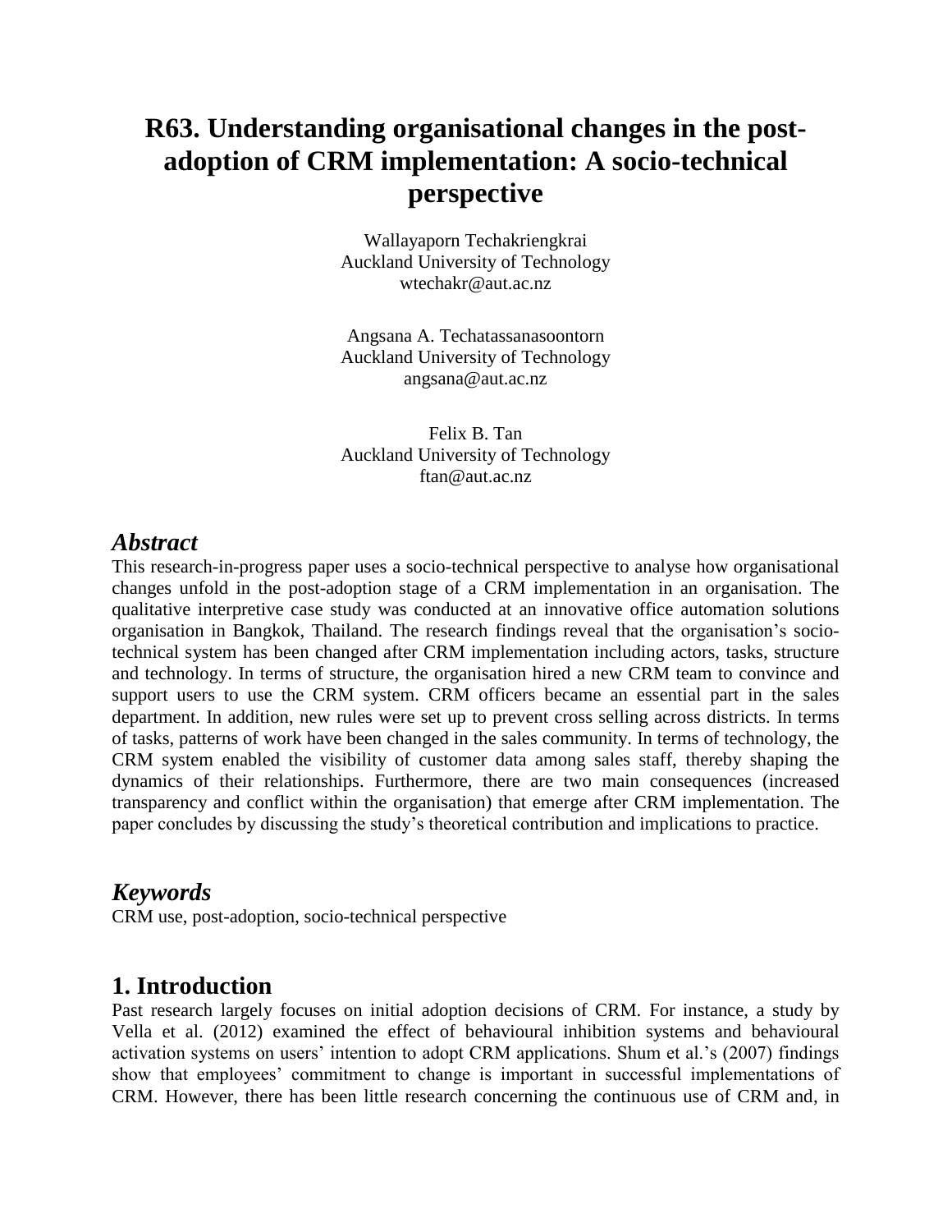# R63. Understanding organisational changes in the post-adoption of CRM implementation: A socio-technical perspective

Wallayaporn Techakriengkrai
Auckland University of Technology
wtechakr@aut.ac.nz

Angsana A. Techatassanasoontorn
Auckland University of Technology
angsana@aut.ac.nz

Felix B. Tan
Auckland University of Technology
ftan@aut.ac.nz

## *Abstract*

This research-in-progress paper uses a socio-technical perspective to analyse how organisational changes unfold in the post-adoption stage of a CRM implementation in an organisation. The qualitative interpretive case study was conducted at an innovative office automation solutions organisation in Bangkok, Thailand. The research findings reveal that the organisation's socio-technical system has been changed after CRM implementation including actors, tasks, structure and technology. In terms of structure, the organisation hired a new CRM team to convince and support users to use the CRM system. CRM officers became an essential part in the sales department. In addition, new rules were set up to prevent cross selling across districts. In terms of tasks, patterns of work have been changed in the sales community. In terms of technology, the CRM system enabled the visibility of customer data among sales staff, thereby shaping the dynamics of their relationships. Furthermore, there are two main consequences (increased transparency and conflict within the organisation) that emerge after CRM implementation. The paper concludes by discussing the study's theoretical contribution and implications to practice.

## *Keywords*

CRM use, post-adoption, socio-technical perspective

## 1. Introduction

Past research largely focuses on initial adoption decisions of CRM. For instance, a study by Vella et al. (2012) examined the effect of behavioural inhibition systems and behavioural activation systems on users' intention to adopt CRM applications. Shum et al.'s (2007) findings show that employees' commitment to change is important in successful implementations of CRM. However, there has been little research concerning the continuous use of CRM and, in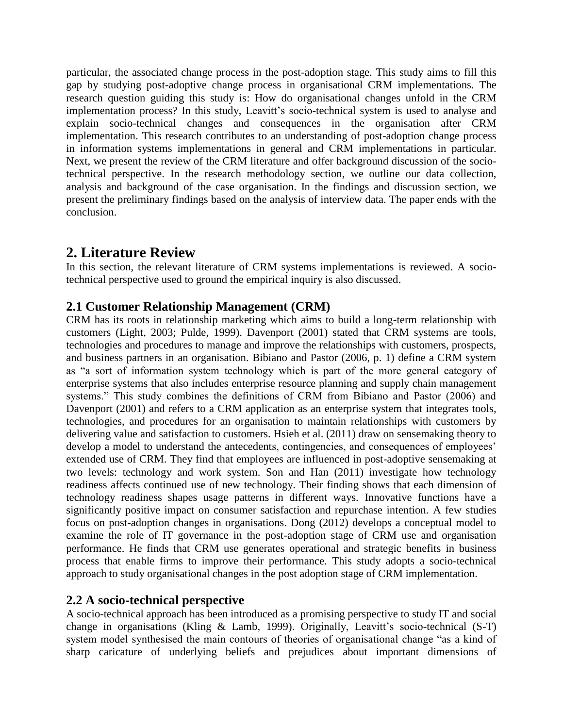particular, the associated change process in the post-adoption stage. This study aims to fill this gap by studying post-adoptive change process in organisational CRM implementations. The research question guiding this study is: How do organisational changes unfold in the CRM implementation process? In this study, Leavitt's socio-technical system is used to analyse and explain socio-technical changes and consequences in the organisation after CRM implementation. This research contributes to an understanding of post-adoption change process in information systems implementations in general and CRM implementations in particular. Next, we present the review of the CRM literature and offer background discussion of the socio-technical perspective. In the research methodology section, we outline our data collection, analysis and background of the case organisation. In the findings and discussion section, we present the preliminary findings based on the analysis of interview data. The paper ends with the conclusion.

# 2. Literature Review

In this section, the relevant literature of CRM systems implementations is reviewed. A socio-technical perspective used to ground the empirical inquiry is also discussed.

## 2.1 Customer Relationship Management (CRM)

CRM has its roots in relationship marketing which aims to build a long-term relationship with customers (Light, 2003; Pulde, 1999). Davenport (2001) stated that CRM systems are tools, technologies and procedures to manage and improve the relationships with customers, prospects, and business partners in an organisation. Bibiano and Pastor (2006, p. 1) define a CRM system as "a sort of information system technology which is part of the more general category of enterprise systems that also includes enterprise resource planning and supply chain management systems." This study combines the definitions of CRM from Bibiano and Pastor (2006) and Davenport (2001) and refers to a CRM application as an enterprise system that integrates tools, technologies, and procedures for an organisation to maintain relationships with customers by delivering value and satisfaction to customers. Hsieh et al. (2011) draw on sensemaking theory to develop a model to understand the antecedents, contingencies, and consequences of employees' extended use of CRM. They find that employees are influenced in post-adoptive sensemaking at two levels: technology and work system. Son and Han (2011) investigate how technology readiness affects continued use of new technology. Their finding shows that each dimension of technology readiness shapes usage patterns in different ways. Innovative functions have a significantly positive impact on consumer satisfaction and repurchase intention. A few studies focus on post-adoption changes in organisations. Dong (2012) develops a conceptual model to examine the role of IT governance in the post-adoption stage of CRM use and organisation performance. He finds that CRM use generates operational and strategic benefits in business process that enable firms to improve their performance. This study adopts a socio-technical approach to study organisational changes in the post adoption stage of CRM implementation.

## 2.2 A socio-technical perspective

A socio-technical approach has been introduced as a promising perspective to study IT and social change in organisations (Kling & Lamb, 1999). Originally, Leavitt's socio-technical (S-T) system model synthesised the main contours of theories of organisational change "as a kind of sharp caricature of underlying beliefs and prejudices about important dimensions of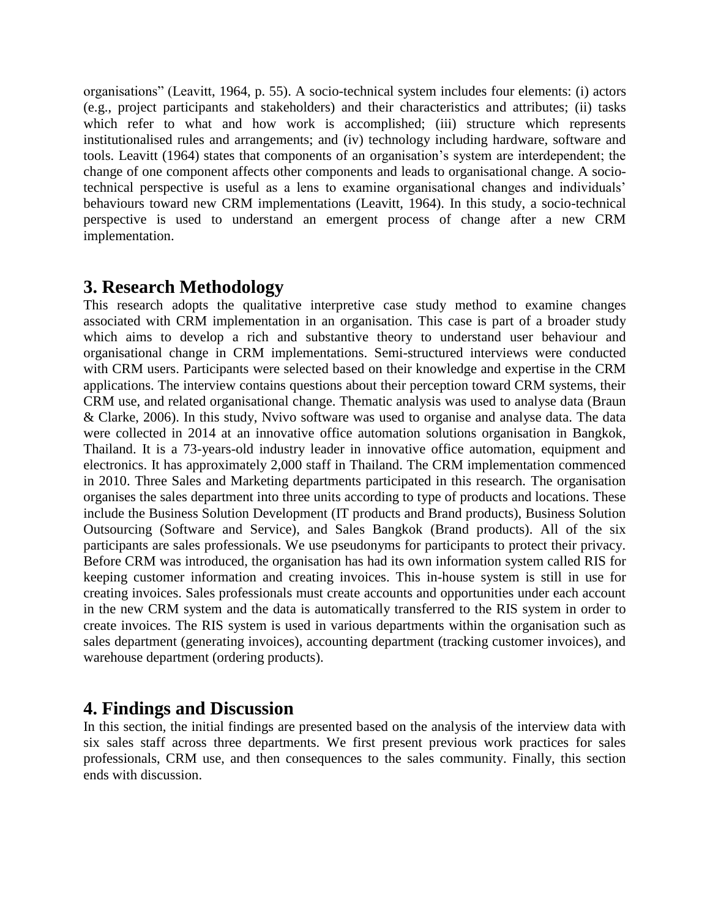organisations" (Leavitt, 1964, p. 55). A socio-technical system includes four elements: (i) actors (e.g., project participants and stakeholders) and their characteristics and attributes; (ii) tasks which refer to what and how work is accomplished; (iii) structure which represents institutionalised rules and arrangements; and (iv) technology including hardware, software and tools. Leavitt (1964) states that components of an organisation's system are interdependent; the change of one component affects other components and leads to organisational change. A socio-technical perspective is useful as a lens to examine organisational changes and individuals' behaviours toward new CRM implementations (Leavitt, 1964). In this study, a socio-technical perspective is used to understand an emergent process of change after a new CRM implementation.

## 3. Research Methodology

This research adopts the qualitative interpretive case study method to examine changes associated with CRM implementation in an organisation. This case is part of a broader study which aims to develop a rich and substantive theory to understand user behaviour and organisational change in CRM implementations. Semi-structured interviews were conducted with CRM users. Participants were selected based on their knowledge and expertise in the CRM applications. The interview contains questions about their perception toward CRM systems, their CRM use, and related organisational change. Thematic analysis was used to analyse data (Braun & Clarke, 2006). In this study, Nvivo software was used to organise and analyse data. The data were collected in 2014 at an innovative office automation solutions organisation in Bangkok, Thailand. It is a 73-years-old industry leader in innovative office automation, equipment and electronics. It has approximately 2,000 staff in Thailand. The CRM implementation commenced in 2010. Three Sales and Marketing departments participated in this research. The organisation organises the sales department into three units according to type of products and locations. These include the Business Solution Development (IT products and Brand products), Business Solution Outsourcing (Software and Service), and Sales Bangkok (Brand products). All of the six participants are sales professionals. We use pseudonyms for participants to protect their privacy. Before CRM was introduced, the organisation has had its own information system called RIS for keeping customer information and creating invoices. This in-house system is still in use for creating invoices. Sales professionals must create accounts and opportunities under each account in the new CRM system and the data is automatically transferred to the RIS system in order to create invoices. The RIS system is used in various departments within the organisation such as sales department (generating invoices), accounting department (tracking customer invoices), and warehouse department (ordering products).

## 4. Findings and Discussion

In this section, the initial findings are presented based on the analysis of the interview data with six sales staff across three departments. We first present previous work practices for sales professionals, CRM use, and then consequences to the sales community. Finally, this section ends with discussion.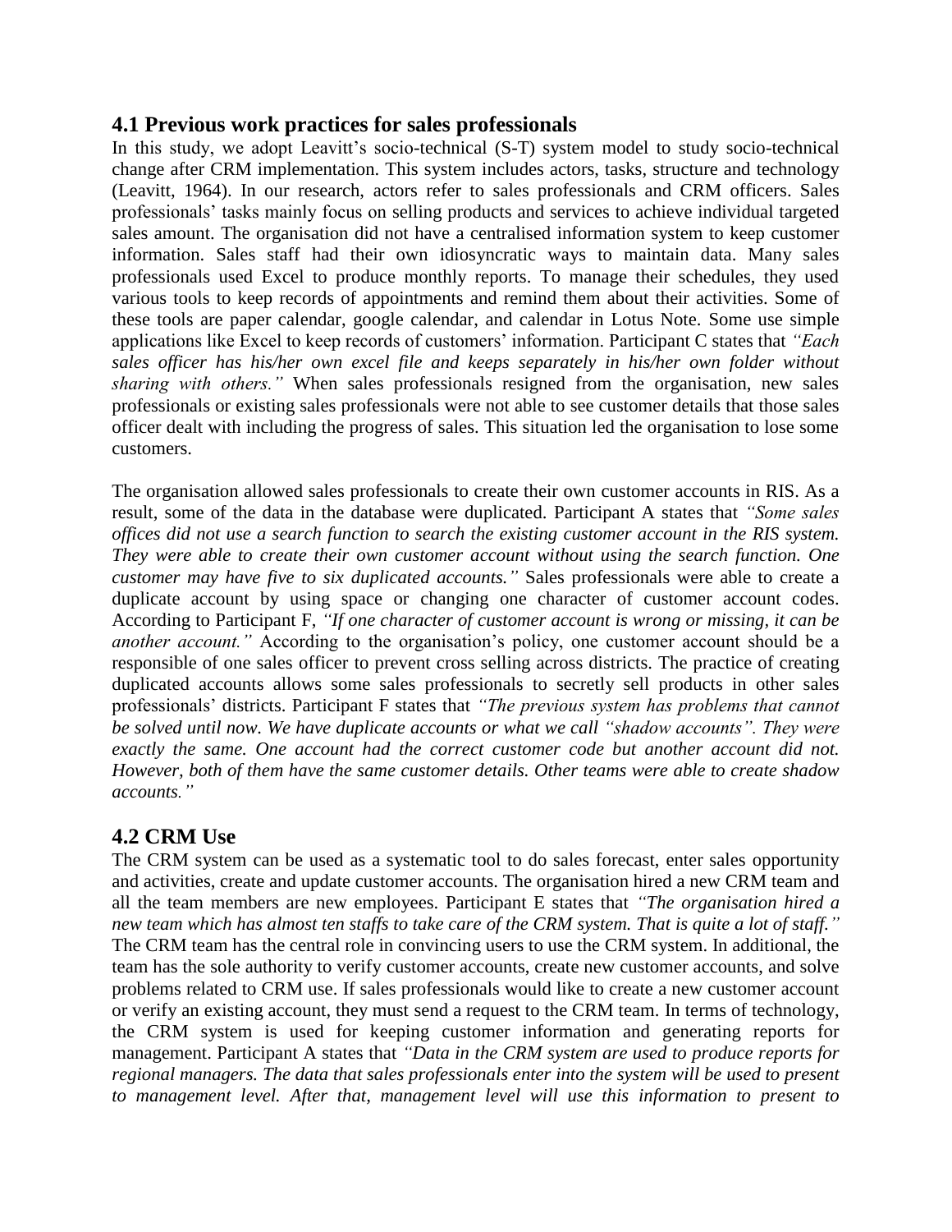## 4.1 Previous work practices for sales professionals

In this study, we adopt Leavitt's socio-technical (S-T) system model to study socio-technical change after CRM implementation. This system includes actors, tasks, structure and technology (Leavitt, 1964). In our research, actors refer to sales professionals and CRM officers. Sales professionals' tasks mainly focus on selling products and services to achieve individual targeted sales amount. The organisation did not have a centralised information system to keep customer information. Sales staff had their own idiosyncratic ways to maintain data. Many sales professionals used Excel to produce monthly reports. To manage their schedules, they used various tools to keep records of appointments and remind them about their activities. Some of these tools are paper calendar, google calendar, and calendar in Lotus Note. Some use simple applications like Excel to keep records of customers' information. Participant C states that *"Each sales officer has his/her own excel file and keeps separately in his/her own folder without sharing with others."* When sales professionals resigned from the organisation, new sales professionals or existing sales professionals were not able to see customer details that those sales officer dealt with including the progress of sales. This situation led the organisation to lose some customers.

The organisation allowed sales professionals to create their own customer accounts in RIS. As a result, some of the data in the database were duplicated. Participant A states that *"Some sales offices did not use a search function to search the existing customer account in the RIS system. They were able to create their own customer account without using the search function. One customer may have five to six duplicated accounts."* Sales professionals were able to create a duplicate account by using space or changing one character of customer account codes. According to Participant F, *"If one character of customer account is wrong or missing, it can be another account."* According to the organisation's policy, one customer account should be a responsible of one sales officer to prevent cross selling across districts. The practice of creating duplicated accounts allows some sales professionals to secretly sell products in other sales professionals' districts. Participant F states that *"The previous system has problems that cannot be solved until now. We have duplicate accounts or what we call "shadow accounts". They were exactly the same. One account had the correct customer code but another account did not. However, both of them have the same customer details. Other teams were able to create shadow accounts."*

## 4.2 CRM Use

The CRM system can be used as a systematic tool to do sales forecast, enter sales opportunity and activities, create and update customer accounts. The organisation hired a new CRM team and all the team members are new employees. Participant E states that *"The organisation hired a new team which has almost ten staffs to take care of the CRM system. That is quite a lot of staff."* The CRM team has the central role in convincing users to use the CRM system. In additional, the team has the sole authority to verify customer accounts, create new customer accounts, and solve problems related to CRM use. If sales professionals would like to create a new customer account or verify an existing account, they must send a request to the CRM team. In terms of technology, the CRM system is used for keeping customer information and generating reports for management. Participant A states that *"Data in the CRM system are used to produce reports for regional managers. The data that sales professionals enter into the system will be used to present to management level. After that, management level will use this information to present to*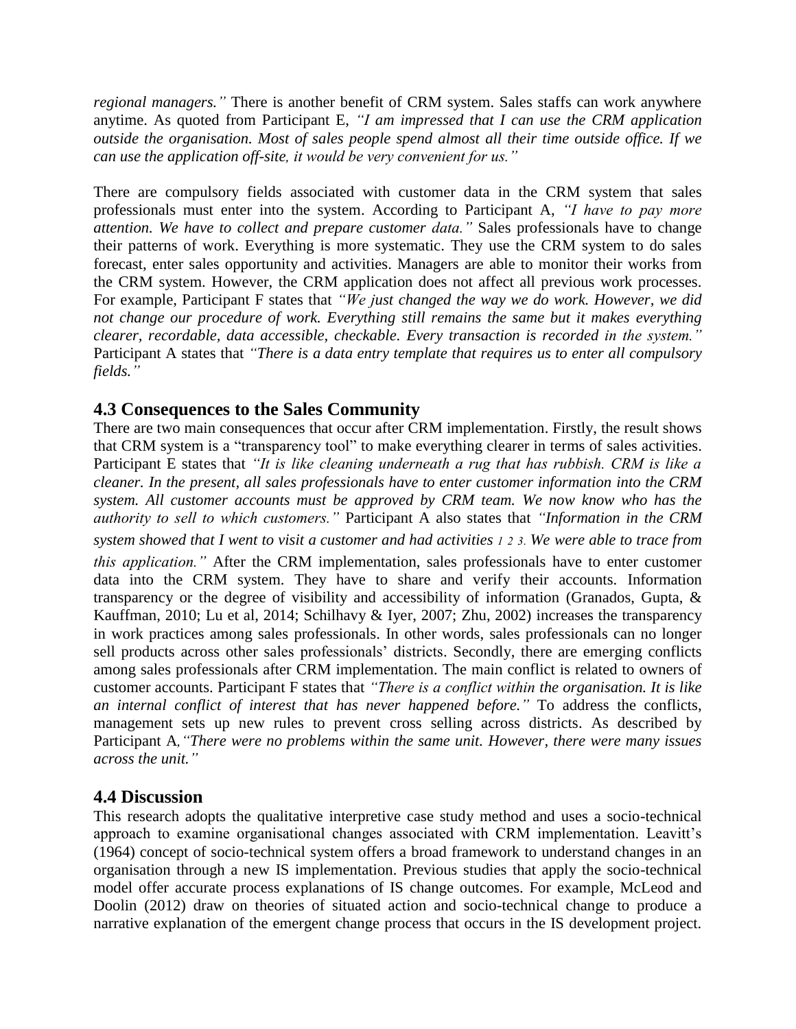*regional managers."* There is another benefit of CRM system. Sales staffs can work anywhere anytime. As quoted from Participant E, *"I am impressed that I can use the CRM application outside the organisation. Most of sales people spend almost all their time outside office. If we can use the application off-site, it would be very convenient for us."*

There are compulsory fields associated with customer data in the CRM system that sales professionals must enter into the system. According to Participant A, *"I have to pay more attention. We have to collect and prepare customer data."* Sales professionals have to change their patterns of work. Everything is more systematic. They use the CRM system to do sales forecast, enter sales opportunity and activities. Managers are able to monitor their works from the CRM system. However, the CRM application does not affect all previous work processes. For example, Participant F states that *"We just changed the way we do work. However, we did not change our procedure of work. Everything still remains the same but it makes everything clearer, recordable, data accessible, checkable. Every transaction is recorded in the system."* Participant A states that *"There is a data entry template that requires us to enter all compulsory fields."*

## 4.3 Consequences to the Sales Community

There are two main consequences that occur after CRM implementation. Firstly, the result shows that CRM system is a "transparency tool" to make everything clearer in terms of sales activities. Participant E states that *"It is like cleaning underneath a rug that has rubbish. CRM is like a cleaner. In the present, all sales professionals have to enter customer information into the CRM system. All customer accounts must be approved by CRM team. We now know who has the authority to sell to which customers."* Participant A also states that *"Information in the CRM system showed that I went to visit a customer and had activities 1 2 3. We were able to trace from this application."* After the CRM implementation, sales professionals have to enter customer data into the CRM system. They have to share and verify their accounts. Information transparency or the degree of visibility and accessibility of information (Granados, Gupta, & Kauffman, 2010; Lu et al, 2014; Schilhavy & Iyer, 2007; Zhu, 2002) increases the transparency in work practices among sales professionals. In other words, sales professionals can no longer sell products across other sales professionals' districts. Secondly, there are emerging conflicts among sales professionals after CRM implementation. The main conflict is related to owners of customer accounts. Participant F states that *"There is a conflict within the organisation. It is like an internal conflict of interest that has never happened before."* To address the conflicts, management sets up new rules to prevent cross selling across districts. As described by Participant A, *"There were no problems within the same unit. However, there were many issues across the unit."*

## 4.4 Discussion

This research adopts the qualitative interpretive case study method and uses a socio-technical approach to examine organisational changes associated with CRM implementation. Leavitt's (1964) concept of socio-technical system offers a broad framework to understand changes in an organisation through a new IS implementation. Previous studies that apply the socio-technical model offer accurate process explanations of IS change outcomes. For example, McLeod and Doolin (2012) draw on theories of situated action and socio-technical change to produce a narrative explanation of the emergent change process that occurs in the IS development project.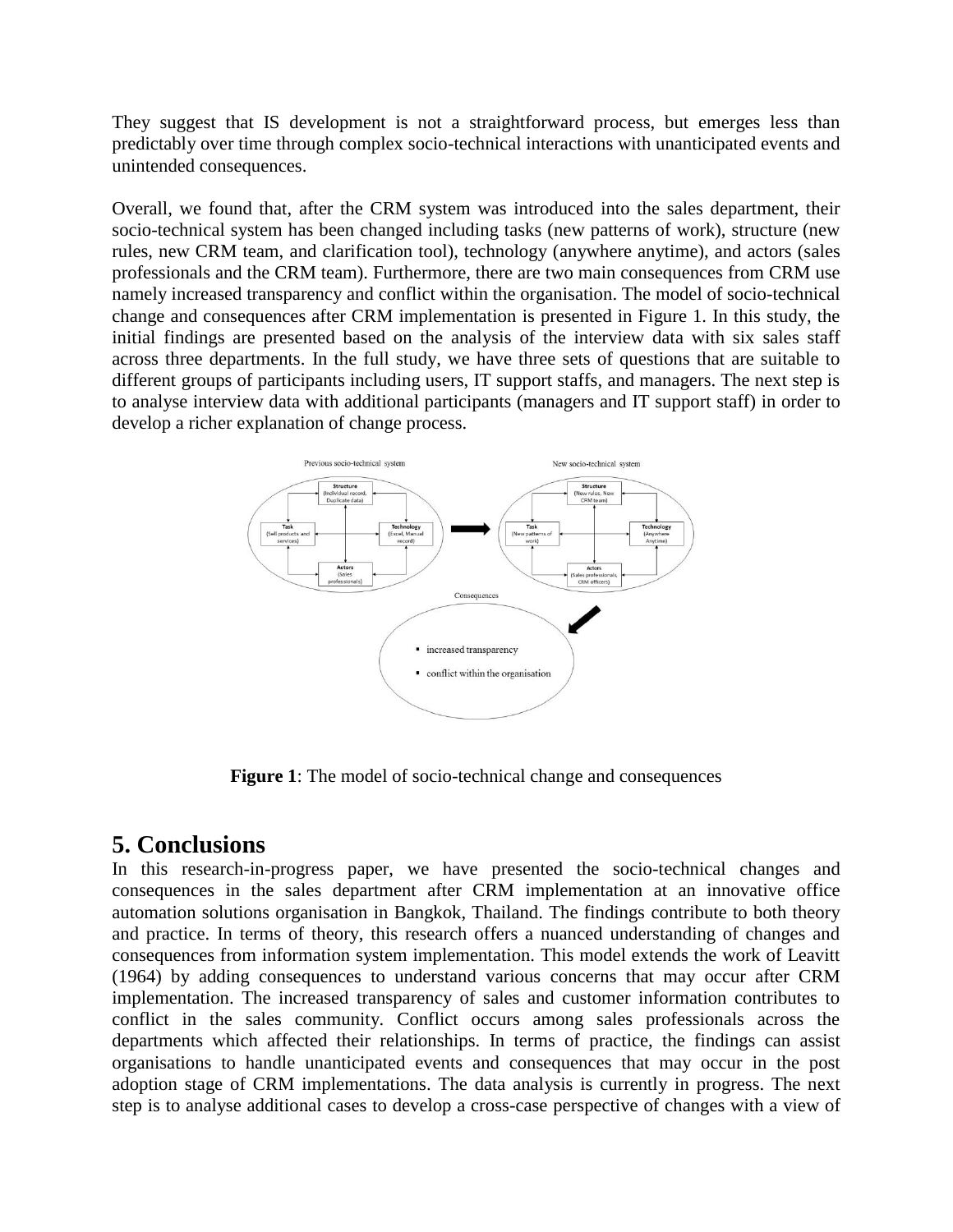They suggest that IS development is not a straightforward process, but emerges less than predictably over time through complex socio-technical interactions with unanticipated events and unintended consequences.

Overall, we found that, after the CRM system was introduced into the sales department, their socio-technical system has been changed including tasks (new patterns of work), structure (new rules, new CRM team, and clarification tool), technology (anywhere anytime), and actors (sales professionals and the CRM team). Furthermore, there are two main consequences from CRM use namely increased transparency and conflict within the organisation. The model of socio-technical change and consequences after CRM implementation is presented in Figure 1. In this study, the initial findings are presented based on the analysis of the interview data with six sales staff across three departments. In the full study, we have three sets of questions that are suitable to different groups of participants including users, IT support staffs, and managers. The next step is to analyse interview data with additional participants (managers and IT support staff) in order to develop a richer explanation of change process.

**Figure 1**: The model of socio-technical change and consequences

## 5. Conclusions

In this research-in-progress paper, we have presented the socio-technical changes and consequences in the sales department after CRM implementation at an innovative office automation solutions organisation in Bangkok, Thailand. The findings contribute to both theory and practice. In terms of theory, this research offers a nuanced understanding of changes and consequences from information system implementation. This model extends the work of Leavitt (1964) by adding consequences to understand various concerns that may occur after CRM implementation. The increased transparency of sales and customer information contributes to conflict in the sales community. Conflict occurs among sales professionals across the departments which affected their relationships. In terms of practice, the findings can assist organisations to handle unanticipated events and consequences that may occur in the post adoption stage of CRM implementations. The data analysis is currently in progress. The next step is to analyse additional cases to develop a cross-case perspective of changes with a view of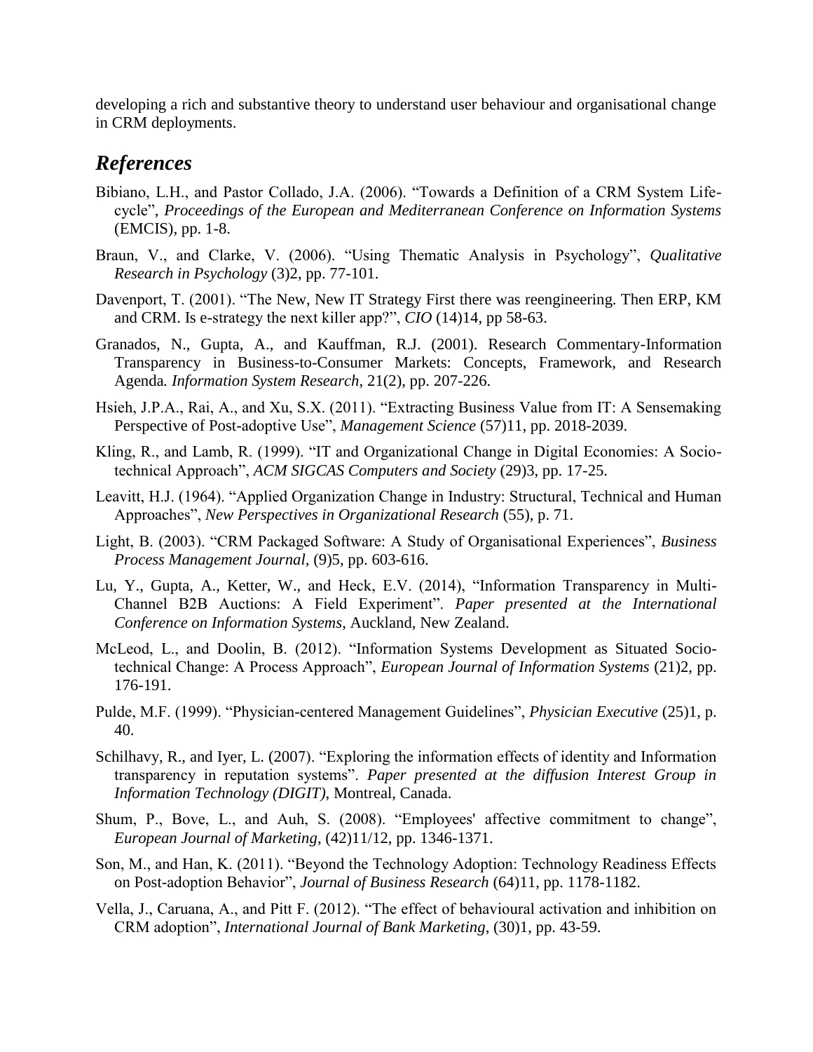developing a rich and substantive theory to understand user behaviour and organisational change in CRM deployments.

## *References*

Bibiano, L.H., and Pastor Collado, J.A. (2006). "Towards a Definition of a CRM System Life-cycle", *Proceedings of the European and Mediterranean Conference on Information Systems* (EMCIS), pp. 1-8.

Braun, V., and Clarke, V. (2006). "Using Thematic Analysis in Psychology", *Qualitative Research in Psychology* (3)2, pp. 77-101.

Davenport, T. (2001). "The New, New IT Strategy First there was reengineering. Then ERP, KM and CRM. Is e-strategy the next killer app?", *CIO* (14)14, pp 58-63.

Granados, N., Gupta, A., and Kauffman, R.J. (2001). Research Commentary-Information Transparency in Business-to-Consumer Markets: Concepts, Framework, and Research Agenda. *Information System Research*, 21(2), pp. 207-226.

Hsieh, J.P.A., Rai, A., and Xu, S.X. (2011). "Extracting Business Value from IT: A Sensemaking Perspective of Post-adoptive Use", *Management Science* (57)11, pp. 2018-2039.

Kling, R., and Lamb, R. (1999). "IT and Organizational Change in Digital Economies: A Socio-technical Approach", *ACM SIGCAS Computers and Society* (29)3, pp. 17-25.

Leavitt, H.J. (1964). "Applied Organization Change in Industry: Structural, Technical and Human Approaches", *New Perspectives in Organizational Research* (55), p. 71.

Light, B. (2003). "CRM Packaged Software: A Study of Organisational Experiences", *Business Process Management Journal*, (9)5, pp. 603-616.

Lu, Y., Gupta, A., Ketter, W., and Heck, E.V. (2014), "Information Transparency in Multi-Channel B2B Auctions: A Field Experiment". *Paper presented at the International Conference on Information Systems*, Auckland, New Zealand.

McLeod, L., and Doolin, B. (2012). "Information Systems Development as Situated Socio-technical Change: A Process Approach", *European Journal of Information Systems* (21)2, pp. 176-191.

Pulde, M.F. (1999). "Physician-centered Management Guidelines", *Physician Executive* (25)1, p. 40.

Schilhavy, R., and Iyer, L. (2007). "Exploring the information effects of identity and Information transparency in reputation systems". *Paper presented at the diffusion Interest Group in Information Technology (DIGIT)*, Montreal, Canada.

Shum, P., Bove, L., and Auh, S. (2008). "Employees' affective commitment to change", *European Journal of Marketing*, (42)11/12, pp. 1346-1371.

Son, M., and Han, K. (2011). "Beyond the Technology Adoption: Technology Readiness Effects on Post-adoption Behavior", *Journal of Business Research* (64)11, pp. 1178-1182.

Vella, J., Caruana, A., and Pitt F. (2012). "The effect of behavioural activation and inhibition on CRM adoption", *International Journal of Bank Marketing*, (30)1, pp. 43-59.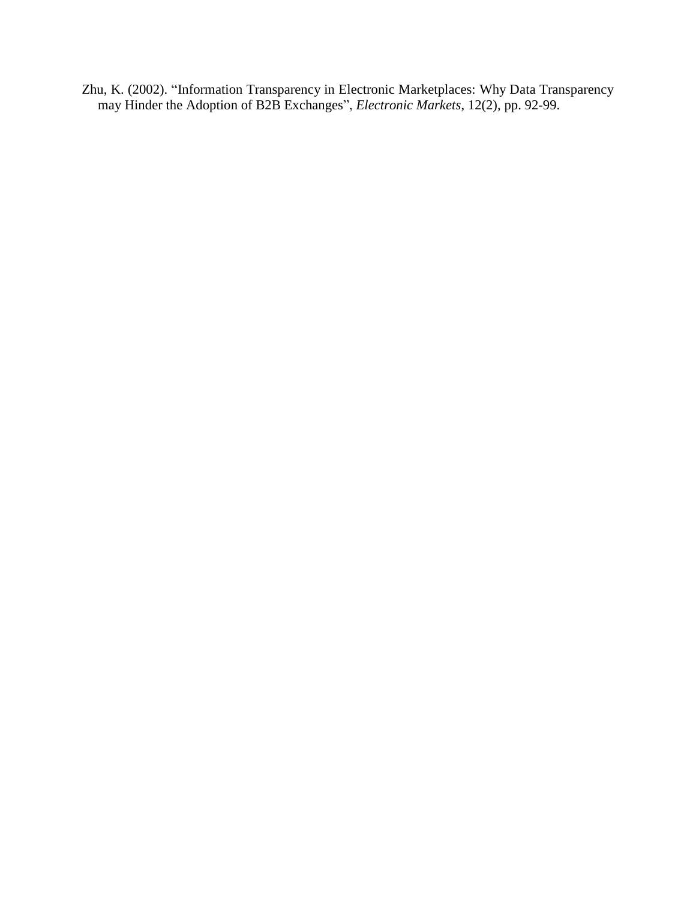Zhu, K. (2002). “Information Transparency in Electronic Marketplaces: Why Data Transparency may Hinder the Adoption of B2B Exchanges”, *Electronic Markets*, 12(2), pp. 92-99.